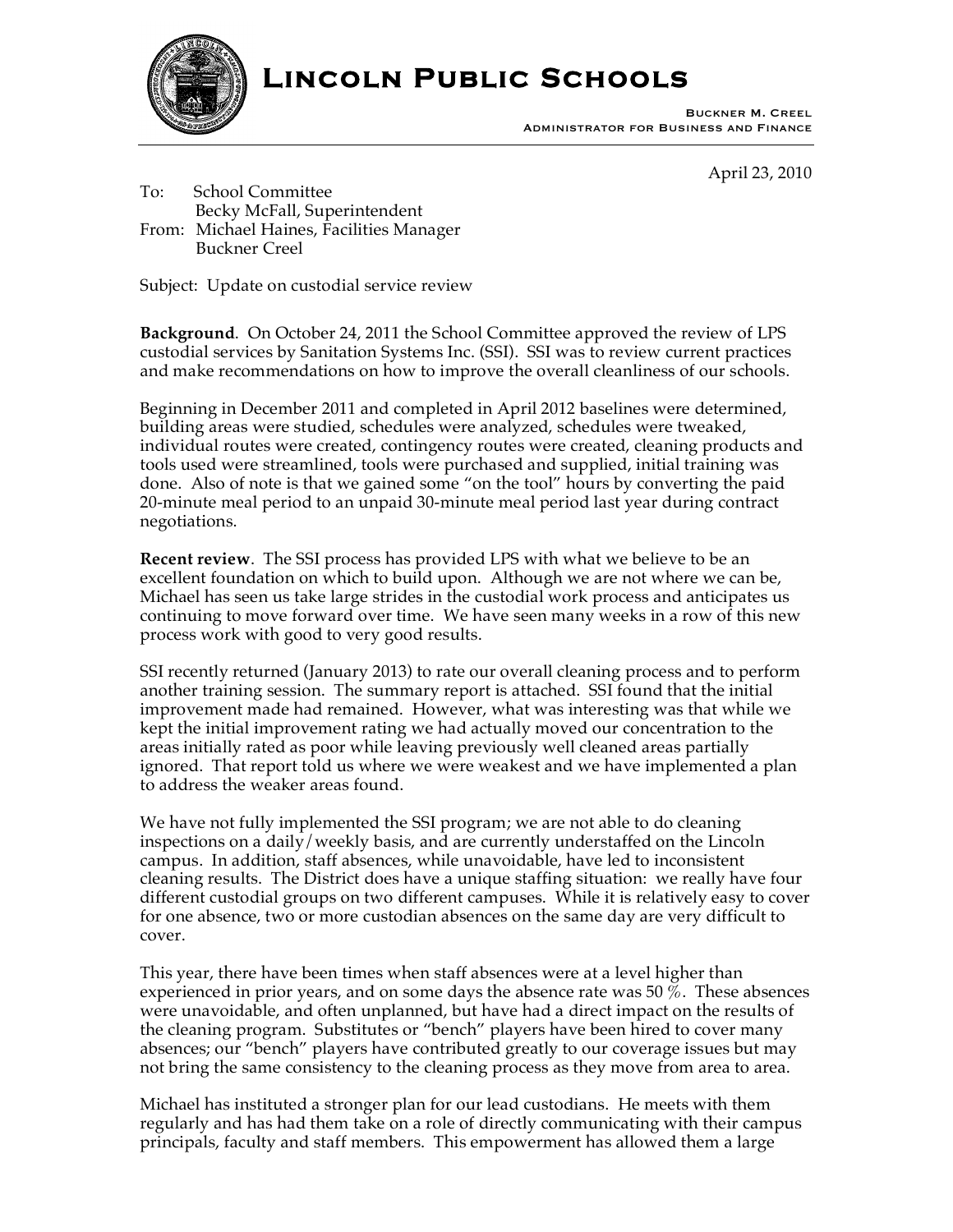# Lincoln Public Schools

Buckner M. Creel
Administrator for Business and Finance

April 23, 2010

To: School Committee
Becky McFall, Superintendent
From: Michael Haines, Facilities Manager
Buckner Creel

Subject: Update on custodial service review

**Background**. On October 24, 2011 the School Committee approved the review of LPS custodial services by Sanitation Systems Inc. (SSI). SSI was to review current practices and make recommendations on how to improve the overall cleanliness of our schools.

Beginning in December 2011 and completed in April 2012 baselines were determined, building areas were studied, schedules were analyzed, schedules were tweaked, individual routes were created, contingency routes were created, cleaning products and tools used were streamlined, tools were purchased and supplied, initial training was done. Also of note is that we gained some "on the tool" hours by converting the paid 20-minute meal period to an unpaid 30-minute meal period last year during contract negotiations.

**Recent review**. The SSI process has provided LPS with what we believe to be an excellent foundation on which to build upon. Although we are not where we can be, Michael has seen us take large strides in the custodial work process and anticipates us continuing to move forward over time. We have seen many weeks in a row of this new process work with good to very good results.

SSI recently returned (January 2013) to rate our overall cleaning process and to perform another training session. The summary report is attached. SSI found that the initial improvement made had remained. However, what was interesting was that while we kept the initial improvement rating we had actually moved our concentration to the areas initially rated as poor while leaving previously well cleaned areas partially ignored. That report told us where we were weakest and we have implemented a plan to address the weaker areas found.

We have not fully implemented the SSI program; we are not able to do cleaning inspections on a daily/weekly basis, and are currently understaffed on the Lincoln campus. In addition, staff absences, while unavoidable, have led to inconsistent cleaning results. The District does have a unique staffing situation: we really have four different custodial groups on two different campuses. While it is relatively easy to cover for one absence, two or more custodian absences on the same day are very difficult to cover.

This year, there have been times when staff absences were at a level higher than experienced in prior years, and on some days the absence rate was 50 %. These absences were unavoidable, and often unplanned, but have had a direct impact on the results of the cleaning program. Substitutes or "bench" players have been hired to cover many absences; our "bench" players have contributed greatly to our coverage issues but may not bring the same consistency to the cleaning process as they move from area to area.

Michael has instituted a stronger plan for our lead custodians. He meets with them regularly and has had them take on a role of directly communicating with their campus principals, faculty and staff members. This empowerment has allowed them a large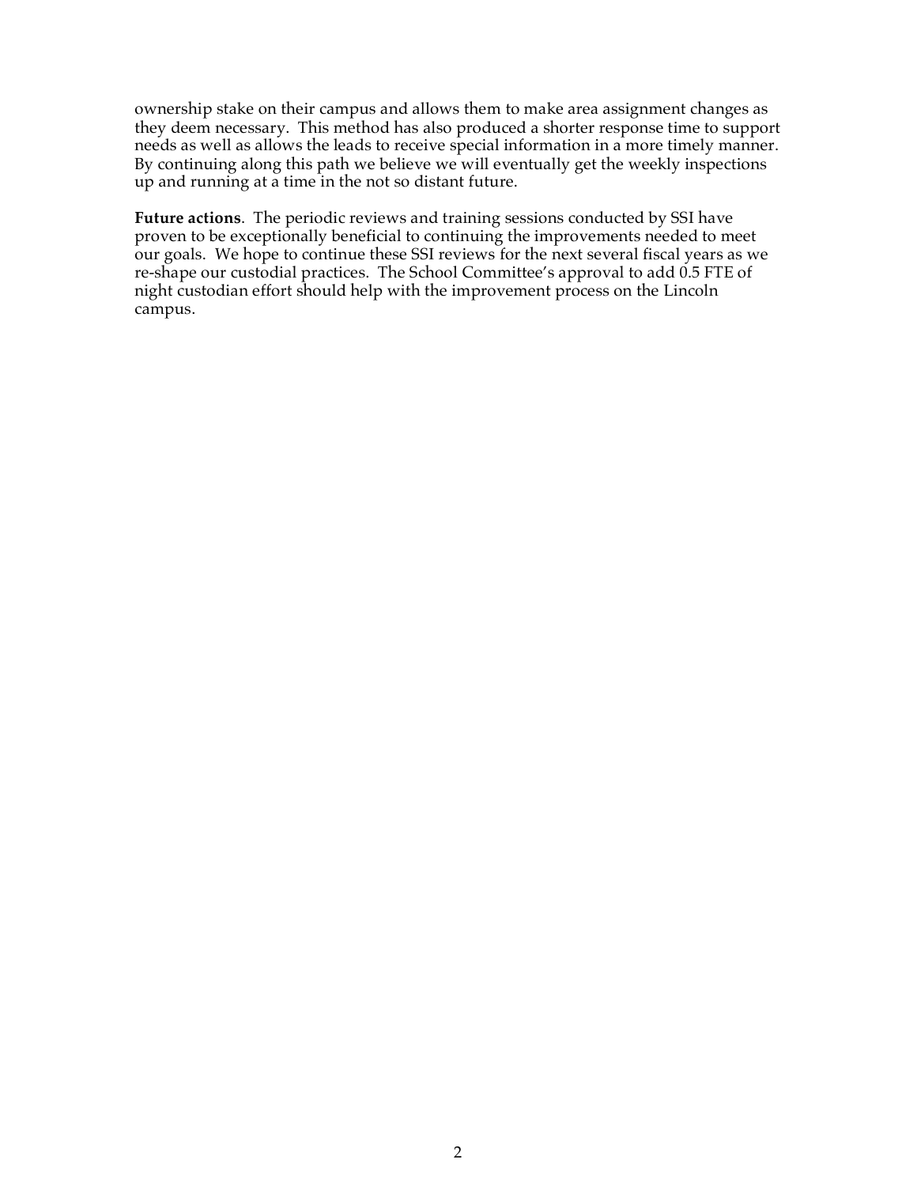ownership stake on their campus and allows them to make area assignment changes as they deem necessary. This method has also produced a shorter response time to support needs as well as allows the leads to receive special information in a more timely manner. By continuing along this path we believe we will eventually get the weekly inspections up and running at a time in the not so distant future.

**Future actions**. The periodic reviews and training sessions conducted by SSI have proven to be exceptionally beneficial to continuing the improvements needed to meet our goals. We hope to continue these SSI reviews for the next several fiscal years as we re-shape our custodial practices. The School Committee's approval to add 0.5 FTE of night custodian effort should help with the improvement process on the Lincoln campus.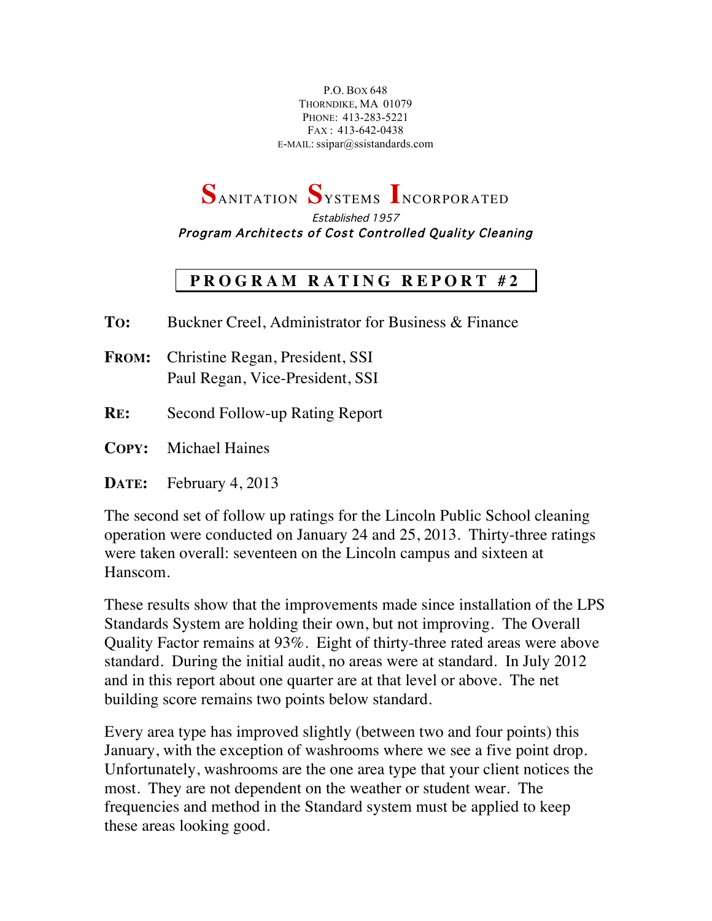P.O. Box 648
Thorndike, MA 01079
Phone: 413-283-5221
Fax : 413-642-0438
E-mail: ssipar@ssistandards.com

# Sanitation Systems Incorporated

*Established 1957*

***Program Architects of Cost Controlled Quality Cleaning***

## PROGRAM RATING REPORT #2

**To:** Buckner Creel, Administrator for Business & Finance

**From:** Christine Regan, President, SSI
Paul Regan, Vice-President, SSI

**Re:** Second Follow-up Rating Report

**Copy:** Michael Haines

**Date:** February 4, 2013

The second set of follow up ratings for the Lincoln Public School cleaning operation were conducted on January 24 and 25, 2013. Thirty-three ratings were taken overall: seventeen on the Lincoln campus and sixteen at Hanscom.

These results show that the improvements made since installation of the LPS Standards System are holding their own, but not improving. The Overall Quality Factor remains at 93%. Eight of thirty-three rated areas were above standard. During the initial audit, no areas were at standard. In July 2012 and in this report about one quarter are at that level or above. The net building score remains two points below standard.

Every area type has improved slightly (between two and four points) this January, with the exception of washrooms where we see a five point drop. Unfortunately, washrooms are the one area type that your client notices the most. They are not dependent on the weather or student wear. The frequencies and method in the Standard system must be applied to keep these areas looking good.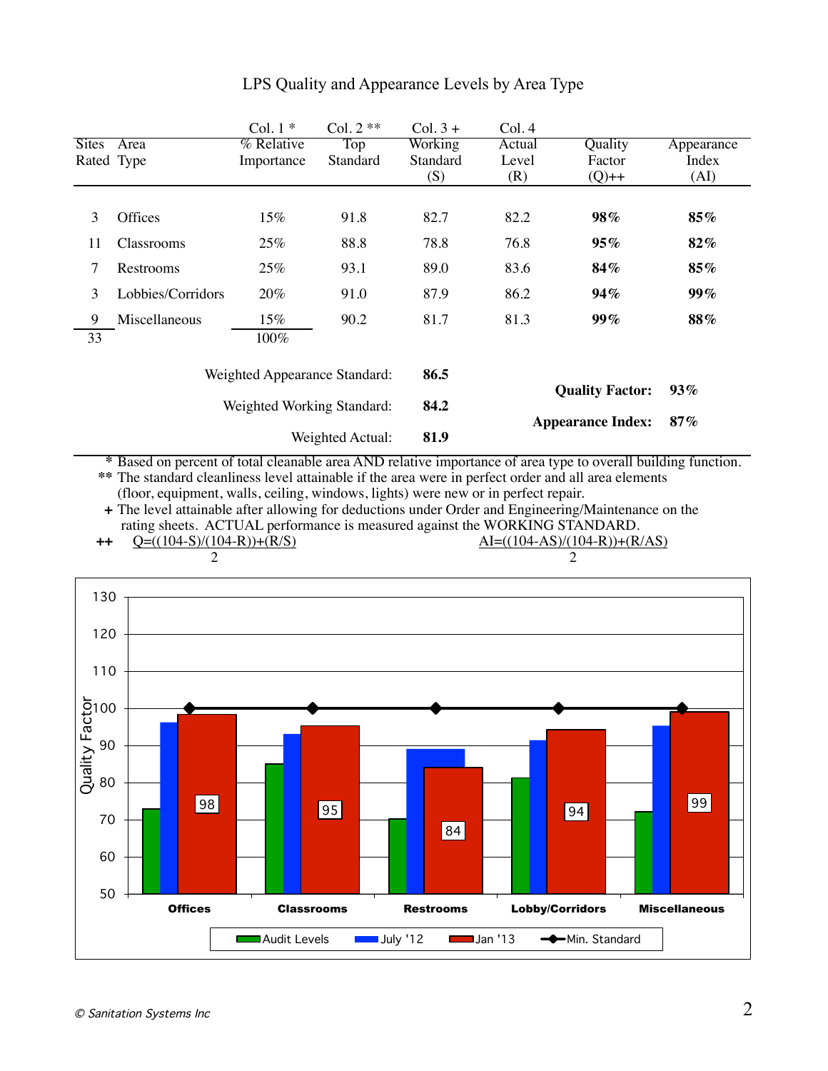# LPS Quality and Appearance Levels by Area Type

| Sites Rated | Area Type | Col. 1 * % Relative Importance | Col. 2 ** Top Standard | Col. 3 + Working Standard (S) | Col. 4 Actual Level (R) | Quality Factor (Q)++ | Appearance Index (AI) |
|---|---|---|---|---|---|---|---|
| 3 | Offices | 15% | 91.8 | 82.7 | 82.2 | **98%** | **85%** |
| 11 | Classrooms | 25% | 88.8 | 78.8 | 76.8 | **95%** | **82%** |
| 7 | Restrooms | 25% | 93.1 | 89.0 | 83.6 | **84%** | **85%** |
| 3 | Lobbies/Corridors | 20% | 91.0 | 87.9 | 86.2 | **94%** | **99%** |
| 9 | Miscellaneous | 15% | 90.2 | 81.7 | 81.3 | **99%** | **88%** |
| 33 | | 100% | | | | | |

Weighted Appearance Standard: **86.5**

Weighted Working Standard: **84.2**

Weighted Actual: **81.9**

**Quality Factor:** **93%**

**Appearance Index:** **87%**

\* Based on percent of total cleanable area AND relative importance of area type to overall building function.

\*\* The standard cleanliness level attainable if the area were in perfect order and all area elements (floor, equipment, walls, ceiling, windows, lights) were new or in perfect repair.

\+ The level attainable after allowing for deductions under Order and Engineering/Maintenance on the rating sheets. ACTUAL performance is measured against the WORKING STANDARD.

++ $Q = \frac{((104-S)/(104-R)) + (R/S)}{2}$ $AI = \frac{((104-AS)/(104-R)) + (R/AS)}{2}$

Quality Factor chart (Audit Levels, July '12, Jan '13, Min. Standard):

| | Offices | Classrooms | Restrooms | Lobby/Corridors | Miscellaneous |
|---|---|---|---|---|---|
| Jan '13 | 98 | 95 | 84 | 94 | 99 |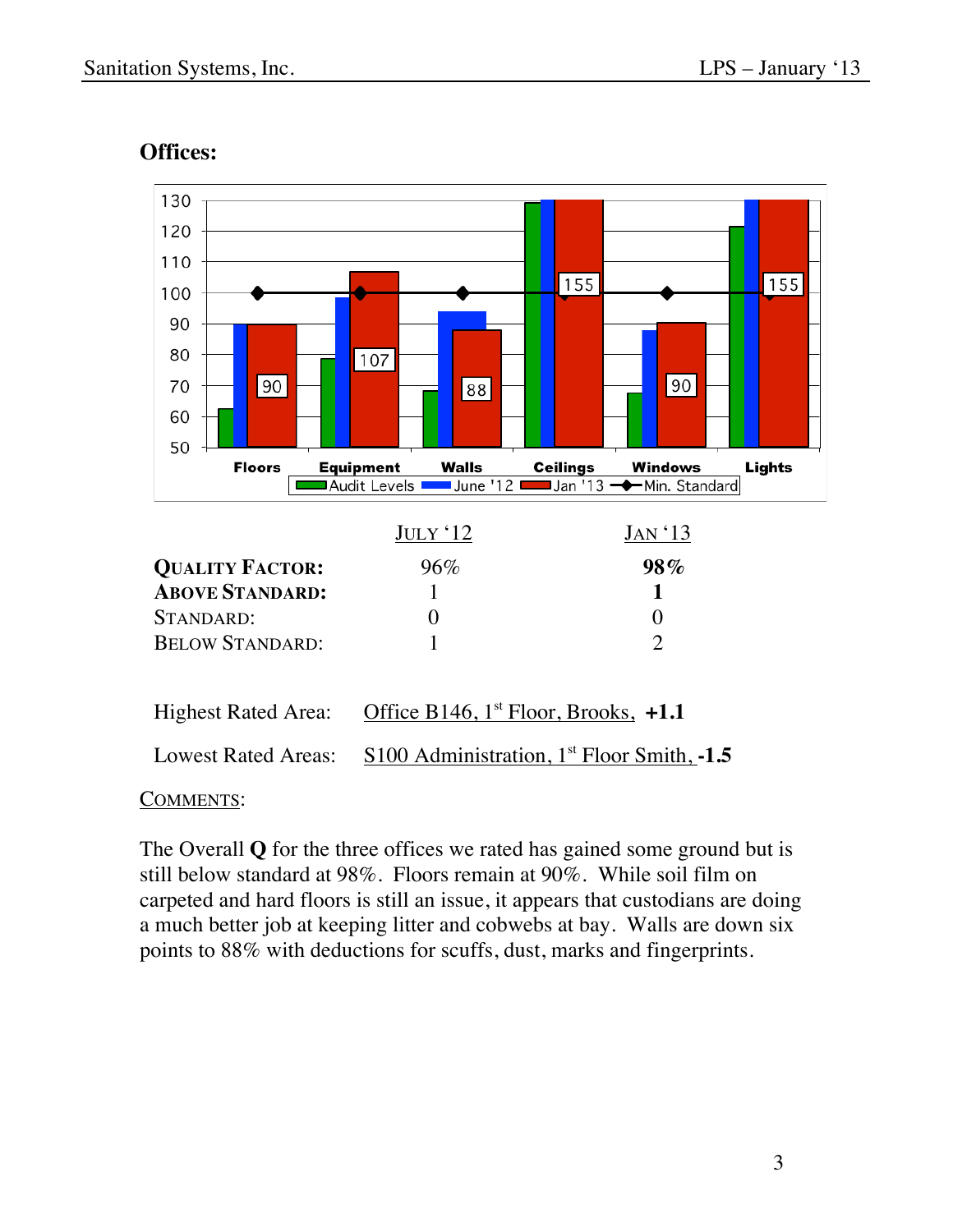## Offices:

|  | JULY '12 | JAN '13 |
|---|---|---|
| **QUALITY FACTOR:** | 96% | **98%** |
| **ABOVE STANDARD:** | 1 | **1** |
| STANDARD: | 0 | 0 |
| BELOW STANDARD: | 1 | 2 |

Highest Rated Area: Office B146, 1st Floor, Brooks, **+1.1**

Lowest Rated Areas: S100 Administration, 1st Floor Smith, **-1.5**

COMMENTS:

The Overall **Q** for the three offices we rated has gained some ground but is still below standard at 98%. Floors remain at 90%. While soil film on carpeted and hard floors is still an issue, it appears that custodians are doing a much better job at keeping litter and cobwebs at bay. Walls are down six points to 88% with deductions for scuffs, dust, marks and fingerprints.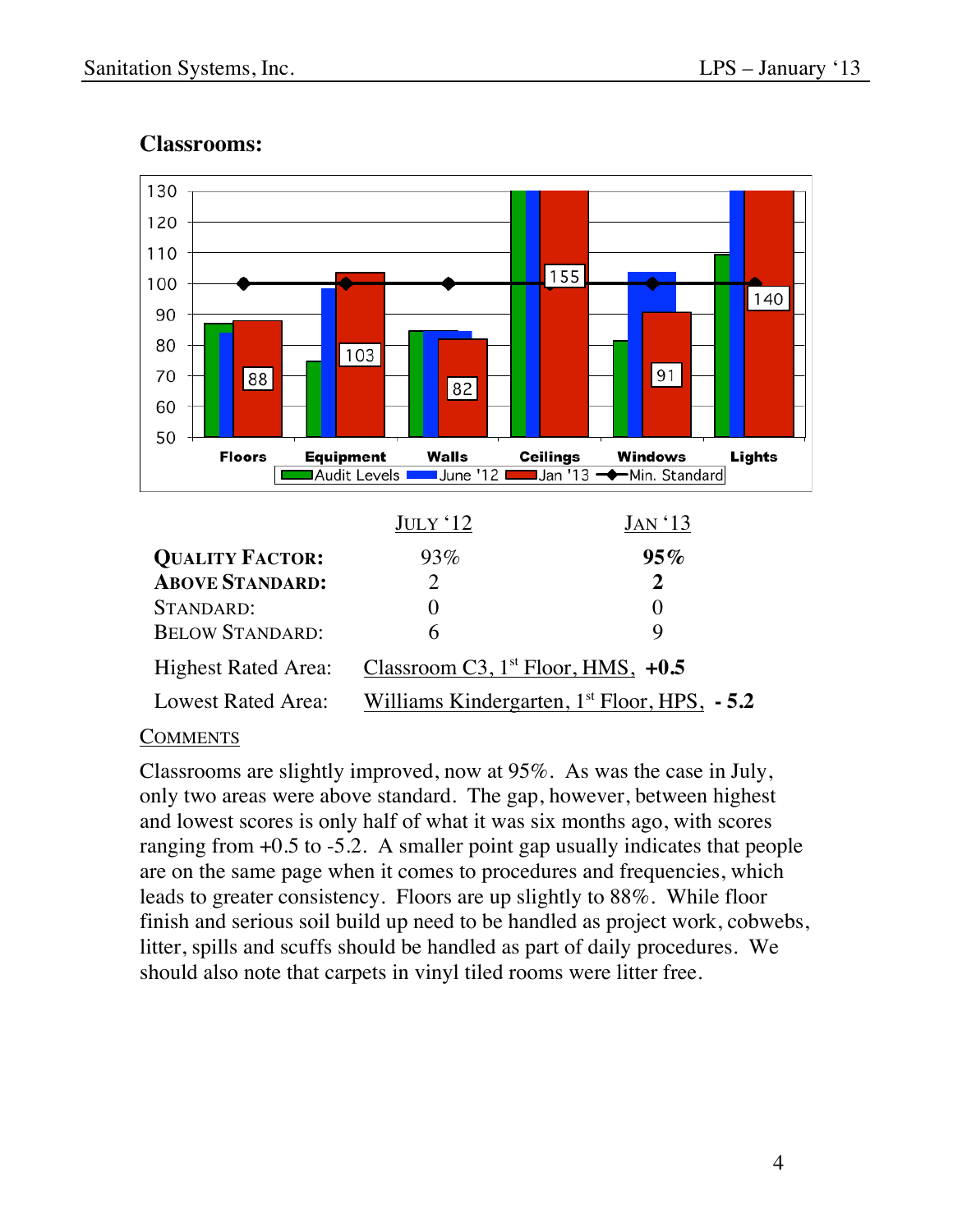## Classrooms:

|  | July '12 | Jan '13 |
|---|---|---|
| **Quality Factor:** | 93% | **95%** |
| **Above Standard:** | 2 | **2** |
| Standard: | 0 | 0 |
| Below Standard: | 6 | 9 |

Highest Rated Area: Classroom C3, 1st Floor, HMS, **+0.5**

Lowest Rated Area: Williams Kindergarten, 1st Floor, HPS, **- 5.2**

Comments

Classrooms are slightly improved, now at 95%. As was the case in July, only two areas were above standard. The gap, however, between highest and lowest scores is only half of what it was six months ago, with scores ranging from +0.5 to -5.2. A smaller point gap usually indicates that people are on the same page when it comes to procedures and frequencies, which leads to greater consistency. Floors are up slightly to 88%. While floor finish and serious soil build up need to be handled as project work, cobwebs, litter, spills and scuffs should be handled as part of daily procedures. We should also note that carpets in vinyl tiled rooms were litter free.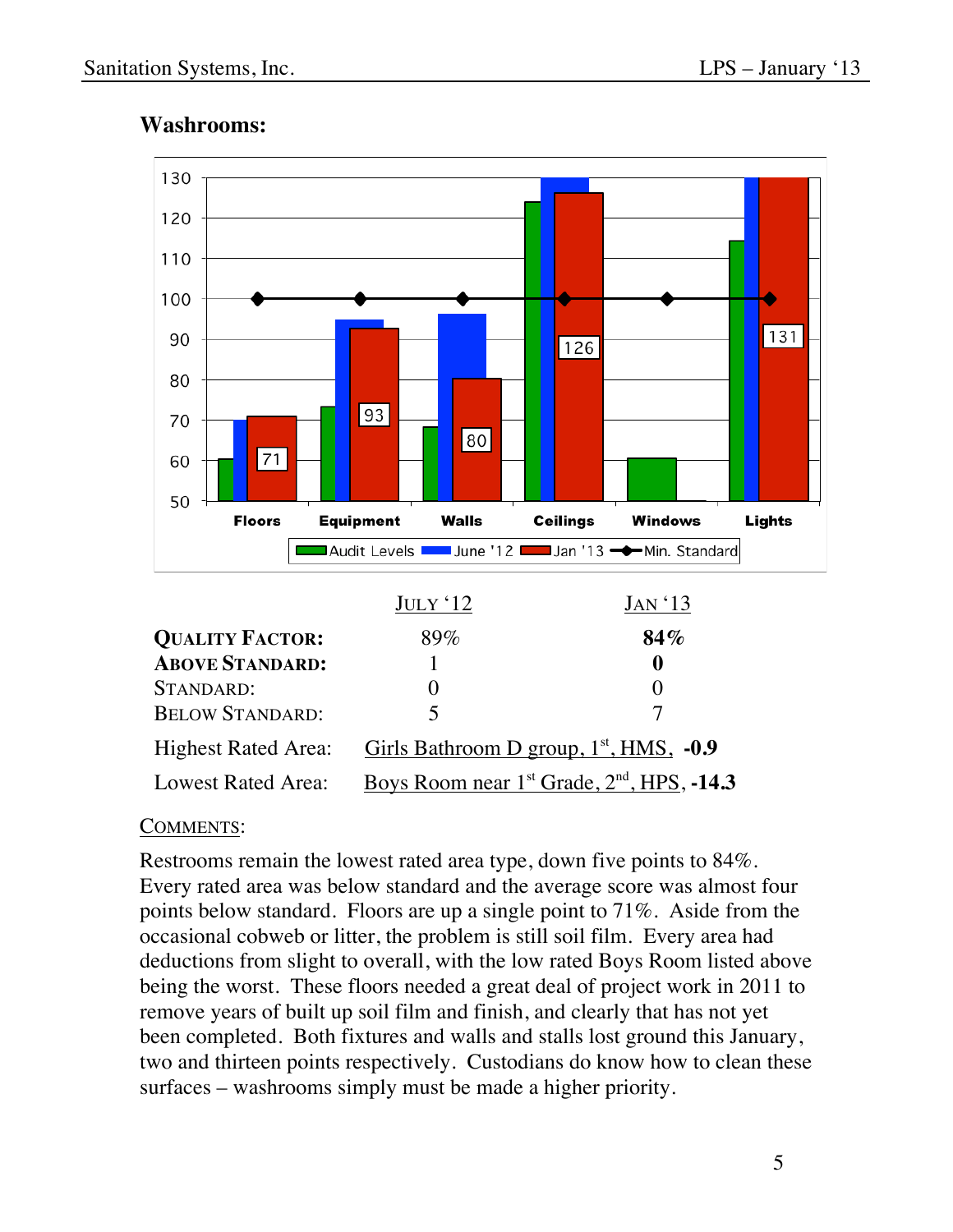## Washrooms:

|  | July '12 | Jan '13 |
|---|---|---|
| **Quality Factor:** | 89% | **84%** |
| **Above Standard:** | 1 | **0** |
| Standard: | 0 | 0 |
| Below Standard: | 5 | 7 |

Highest Rated Area: Girls Bathroom D group, 1st, HMS, **-0.9**

Lowest Rated Area: Boys Room near 1st Grade, 2nd, HPS, **-14.3**

COMMENTS:

Restrooms remain the lowest rated area type, down five points to 84%. Every rated area was below standard and the average score was almost four points below standard. Floors are up a single point to 71%. Aside from the occasional cobweb or litter, the problem is still soil film. Every area had deductions from slight to overall, with the low rated Boys Room listed above being the worst. These floors needed a great deal of project work in 2011 to remove years of built up soil film and finish, and clearly that has not yet been completed. Both fixtures and walls and stalls lost ground this January, two and thirteen points respectively. Custodians do know how to clean these surfaces – washrooms simply must be made a higher priority.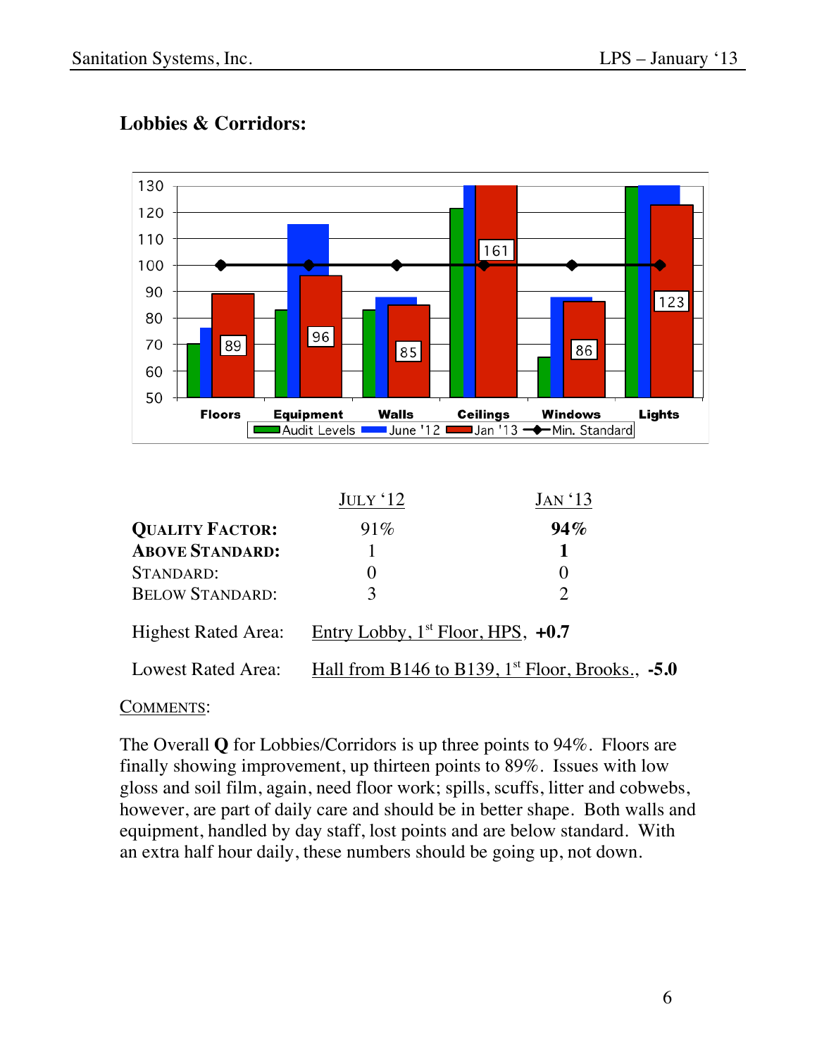## Lobbies & Corridors:

|  | JULY '12 | JAN '13 |
|---|---|---|
| **QUALITY FACTOR:** | 91% | **94%** |
| **ABOVE STANDARD:** | 1 | **1** |
| STANDARD: | 0 | 0 |
| BELOW STANDARD: | 3 | 2 |

Highest Rated Area: Entry Lobby, 1st Floor, HPS, **+0.7**

Lowest Rated Area: Hall from B146 to B139, 1st Floor, Brooks., **-5.0**

COMMENTS:

The Overall **Q** for Lobbies/Corridors is up three points to 94%. Floors are finally showing improvement, up thirteen points to 89%. Issues with low gloss and soil film, again, need floor work; spills, scuffs, litter and cobwebs, however, are part of daily care and should be in better shape. Both walls and equipment, handled by day staff, lost points and are below standard. With an extra half hour daily, these numbers should be going up, not down.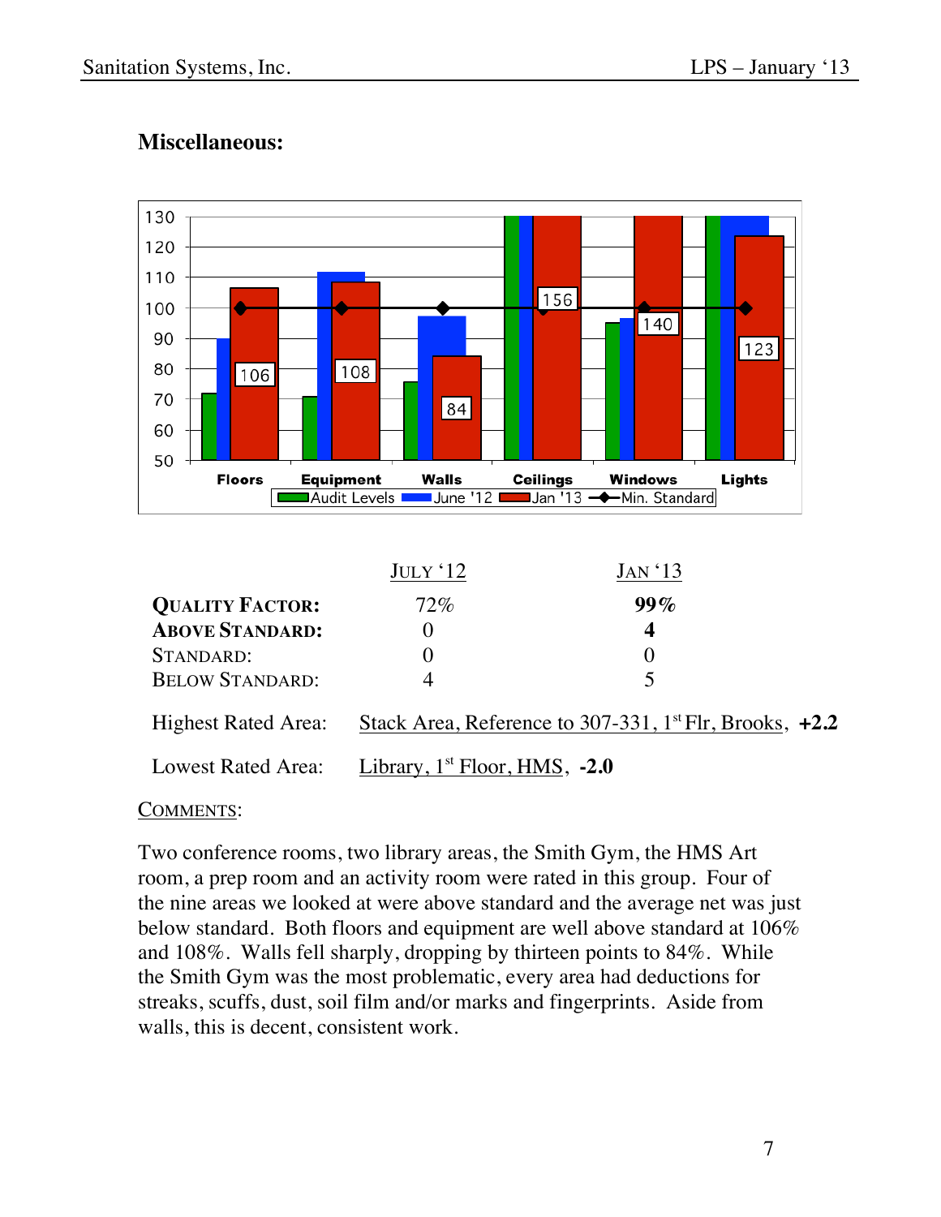## Miscellaneous:

|  | July '12 | Jan '13 |
|---|---|---|
| **Quality Factor:** | 72% | **99%** |
| **Above Standard:** | 0 | **4** |
| Standard: | 0 | 0 |
| Below Standard: | 4 | 5 |

Highest Rated Area: Stack Area, Reference to 307-331, 1st Flr, Brooks, **+2.2**

Lowest Rated Area: Library, 1st Floor, HMS, **-2.0**

COMMENTS:

Two conference rooms, two library areas, the Smith Gym, the HMS Art room, a prep room and an activity room were rated in this group. Four of the nine areas we looked at were above standard and the average net was just below standard. Both floors and equipment are well above standard at 106% and 108%. Walls fell sharply, dropping by thirteen points to 84%. While the Smith Gym was the most problematic, every area had deductions for streaks, scuffs, dust, soil film and/or marks and fingerprints. Aside from walls, this is decent, consistent work.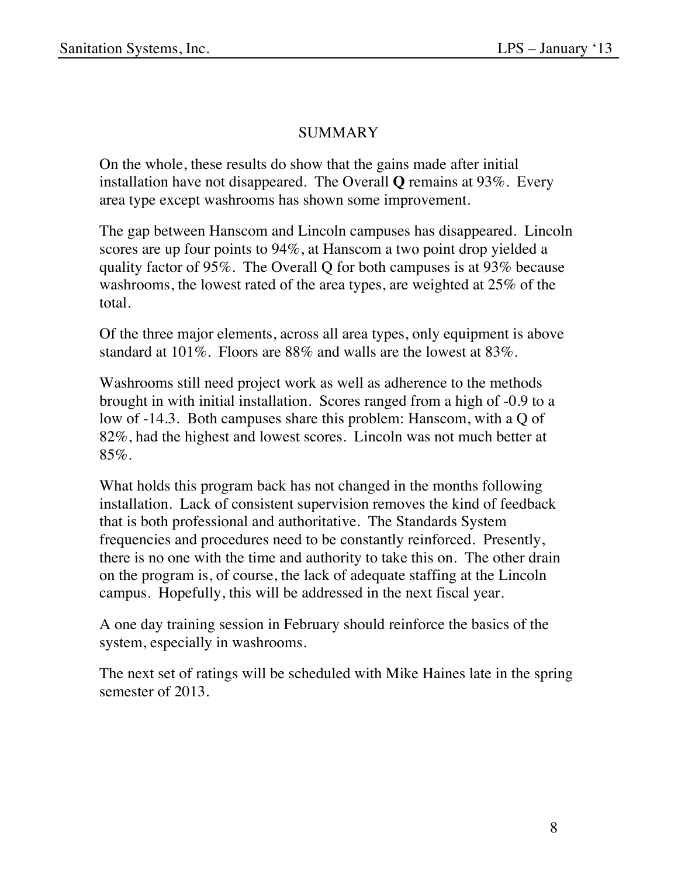## SUMMARY

On the whole, these results do show that the gains made after initial installation have not disappeared. The Overall **Q** remains at 93%. Every area type except washrooms has shown some improvement.

The gap between Hanscom and Lincoln campuses has disappeared. Lincoln scores are up four points to 94%, at Hanscom a two point drop yielded a quality factor of 95%. The Overall Q for both campuses is at 93% because washrooms, the lowest rated of the area types, are weighted at 25% of the total.

Of the three major elements, across all area types, only equipment is above standard at 101%. Floors are 88% and walls are the lowest at 83%.

Washrooms still need project work as well as adherence to the methods brought in with initial installation. Scores ranged from a high of -0.9 to a low of -14.3. Both campuses share this problem: Hanscom, with a Q of 82%, had the highest and lowest scores. Lincoln was not much better at 85%.

What holds this program back has not changed in the months following installation. Lack of consistent supervision removes the kind of feedback that is both professional and authoritative. The Standards System frequencies and procedures need to be constantly reinforced. Presently, there is no one with the time and authority to take this on. The other drain on the program is, of course, the lack of adequate staffing at the Lincoln campus. Hopefully, this will be addressed in the next fiscal year.

A one day training session in February should reinforce the basics of the system, especially in washrooms.

The next set of ratings will be scheduled with Mike Haines late in the spring semester of 2013.